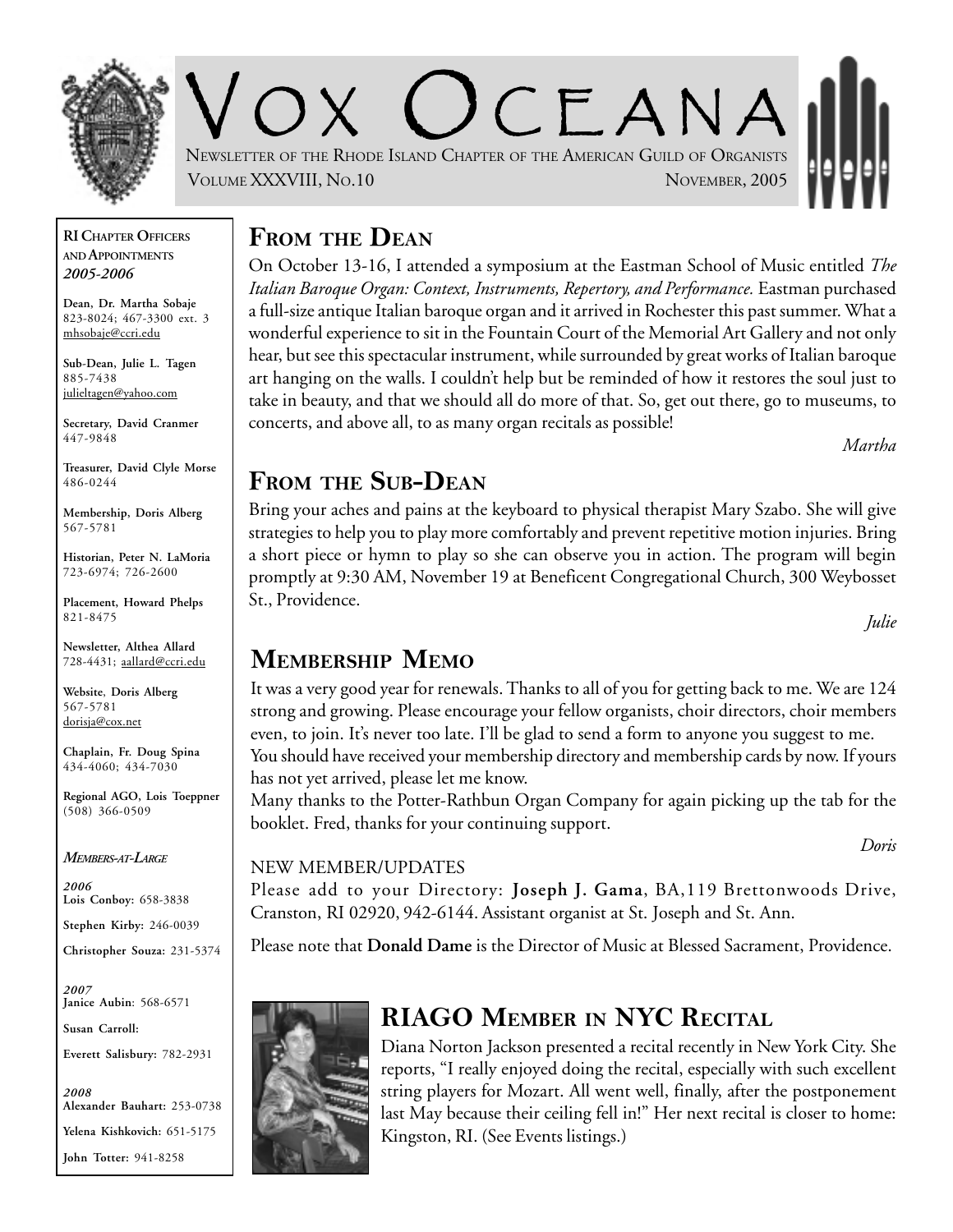# Vox Oceana

Newsletter of the Rhode Island Chapter of the American Guild of Organists

Volume XXXVIII, No.10 — November, 2005

**RI Chapter Officers and Appointments**
***2005-2006***

**Dean, Dr. Martha Sobaje**
823-8024; 467-3300 ext. 3
mhsobaje@ccri.edu

**Sub-Dean, Julie L. Tagen**
885-7438
julieltagen@yahoo.com

**Secretary, David Cranmer**
447-9848

**Treasurer, David Clyle Morse**
486-0244

**Membership, Doris Alberg**
567-5781

**Historian, Peter N. LaMoria**
723-6974; 726-2600

**Placement, Howard Phelps**
821-8475

**Newsletter, Althea Allard**
728-4431; aallard@ccri.edu

**Website, Doris Alberg**
567-5781
dorisja@cox.net

**Chaplain, Fr. Doug Spina**
434-4060; 434-7030

**Regional AGO, Lois Toeppner**
(508) 366-0509

***Members-at-Large***

***2006***
**Lois Conboy:** 658-3838
**Stephen Kirby:** 246-0039
**Christopher Souza:** 231-5374

***2007***
**Janice Aubin**: 568-6571
**Susan Carroll:**
**Everett Salisbury:** 782-2931

***2008***
**Alexander Bauhart:** 253-0738
**Yelena Kishkovich:** 651-5175
**John Totter:** 941-8258

## From the Dean

On October 13-16, I attended a symposium at the Eastman School of Music entitled *The Italian Baroque Organ: Context, Instruments, Repertory, and Performance.* Eastman purchased a full-size antique Italian baroque organ and it arrived in Rochester this past summer. What a wonderful experience to sit in the Fountain Court of the Memorial Art Gallery and not only hear, but see this spectacular instrument, while surrounded by great works of Italian baroque art hanging on the walls. I couldn't help but be reminded of how it restores the soul just to take in beauty, and that we should all do more of that. So, get out there, go to museums, to concerts, and above all, to as many organ recitals as possible!

*Martha*

## From the Sub-Dean

Bring your aches and pains at the keyboard to physical therapist Mary Szabo. She will give strategies to help you to play more comfortably and prevent repetitive motion injuries. Bring a short piece or hymn to play so she can observe you in action. The program will begin promptly at 9:30 AM, November 19 at Beneficent Congregational Church, 300 Weybosset St., Providence.

*Julie*

## Membership Memo

It was a very good year for renewals. Thanks to all of you for getting back to me. We are 124 strong and growing. Please encourage your fellow organists, choir directors, choir members even, to join. It's never too late. I'll be glad to send a form to anyone you suggest to me.
You should have received your membership directory and membership cards by now. If yours has not yet arrived, please let me know.
Many thanks to the Potter-Rathbun Organ Company for again picking up the tab for the booklet. Fred, thanks for your continuing support.

*Doris*

NEW MEMBER/UPDATES

Please add to your Directory: **Joseph J. Gama**, BA,119 Brettonwoods Drive, Cranston, RI 02920, 942-6144. Assistant organist at St. Joseph and St. Ann.

Please note that **Donald Dame** is the Director of Music at Blessed Sacrament, Providence.

## RIAGO Member in NYC Recital

Diana Norton Jackson presented a recital recently in New York City. She reports, "I really enjoyed doing the recital, especially with such excellent string players for Mozart. All went well, finally, after the postponement last May because their ceiling fell in!" Her next recital is closer to home: Kingston, RI. (See Events listings.)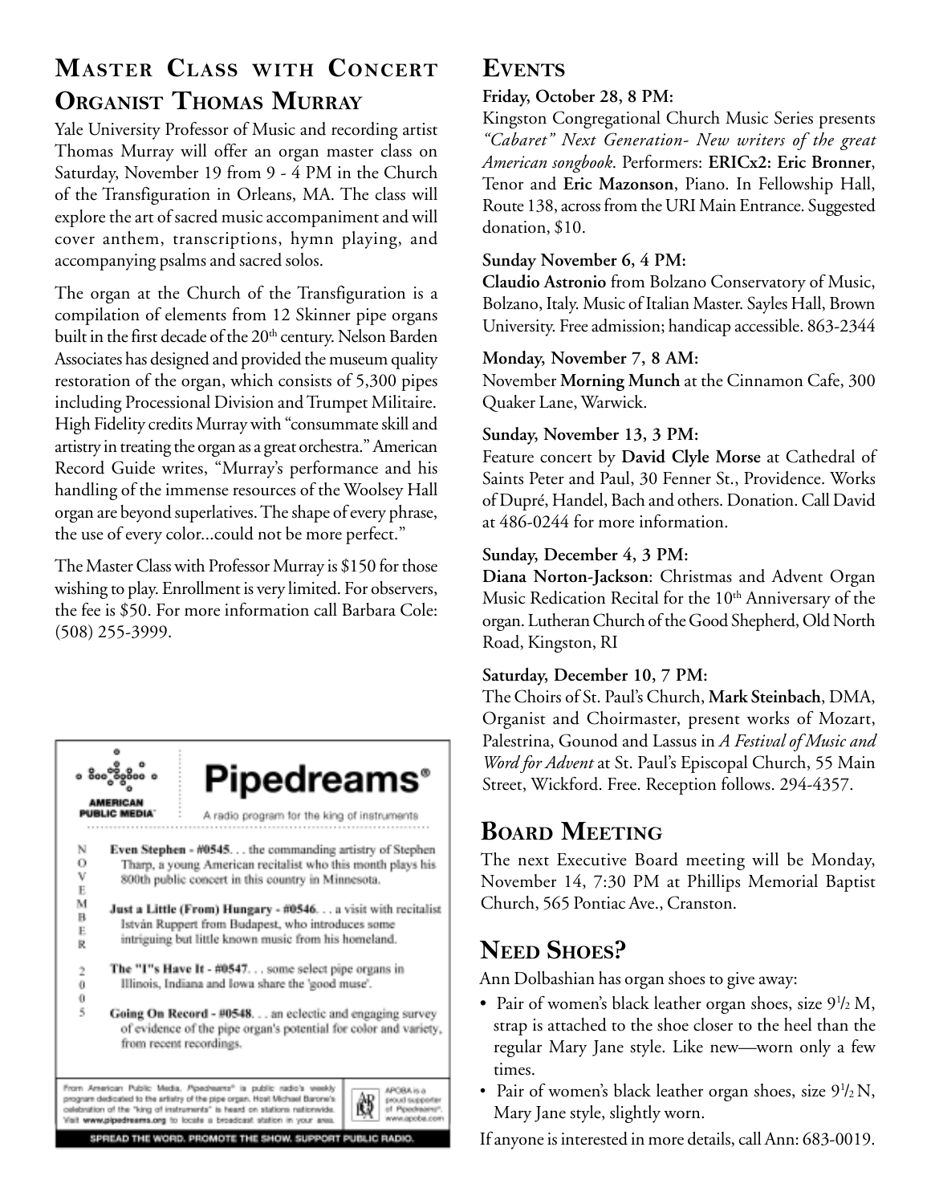## Master Class with Concert Organist Thomas Murray

Yale University Professor of Music and recording artist Thomas Murray will offer an organ master class on Saturday, November 19 from 9 - 4 PM in the Church of the Transfiguration in Orleans, MA. The class will explore the art of sacred music accompaniment and will cover anthem, transcriptions, hymn playing, and accompanying psalms and sacred solos.

The organ at the Church of the Transfiguration is a compilation of elements from 12 Skinner pipe organs built in the first decade of the 20th century. Nelson Barden Associates has designed and provided the museum quality restoration of the organ, which consists of 5,300 pipes including Processional Division and Trumpet Militaire. High Fidelity credits Murray with "consummate skill and artistry in treating the organ as a great orchestra." American Record Guide writes, "Murray's performance and his handling of the immense resources of the Woolsey Hall organ are beyond superlatives. The shape of every phrase, the use of every color...could not be more perfect."

The Master Class with Professor Murray is $150 for those wishing to play. Enrollment is very limited. For observers, the fee is $50. For more information call Barbara Cole: (508) 255-3999.

**Pipedreams®**

AMERICAN PUBLIC MEDIA

A radio program for the king of instruments

NOVEMBER 2005

**Even Stephen - #0545**. . . the commanding artistry of Stephen Tharp, a young American recitalist who this month plays his 800th public concert in this country in Minnesota.

**Just a Little (From) Hungary - #0546**. . . a visit with recitalist István Ruppert from Budapest, who introduces some intriguing but little known music from his homeland.

**The "I"s Have It - #0547**. . . some select pipe organs in Illinois, Indiana and Iowa share the 'good muse'.

**Going On Record - #0548**. . . an eclectic and engaging survey of evidence of the pipe organ's potential for color and variety, from recent recordings.

From American Public Media, *Pipedreams®* is public radio's weekly program dedicated to the artistry of the pipe organ. Host Michael Barone's celebration of the "king of instruments" is heard on stations nationwide. Visit **www.pipedreams.org** to locate a broadcast station in your area.

APOBA is a proud supporter of Pipedreams®. www.apoba.com

SPREAD THE WORD. PROMOTE THE SHOW. SUPPORT PUBLIC RADIO.

## Events

**Friday, October 28, 8 PM:**
Kingston Congregational Church Music Series presents *"Cabaret" Next Generation- New writers of the great American songbook.* Performers: **ERICx2: Eric Bronner**, Tenor and **Eric Mazonson**, Piano. In Fellowship Hall, Route 138, across from the URI Main Entrance. Suggested donation, $10.

**Sunday November 6, 4 PM:**
**Claudio Astronio** from Bolzano Conservatory of Music, Bolzano, Italy. Music of Italian Master. Sayles Hall, Brown University. Free admission; handicap accessible. 863-2344

**Monday, November 7, 8 AM:**
November **Morning Munch** at the Cinnamon Cafe, 300 Quaker Lane, Warwick.

**Sunday, November 13, 3 PM:**
Feature concert by **David Clyle Morse** at Cathedral of Saints Peter and Paul, 30 Fenner St., Providence. Works of Dupré, Handel, Bach and others. Donation. Call David at 486-0244 for more information.

**Sunday, December 4, 3 PM:**
**Diana Norton-Jackson**: Christmas and Advent Organ Music Redication Recital for the 10th Anniversary of the organ. Lutheran Church of the Good Shepherd, Old North Road, Kingston, RI

**Saturday, December 10, 7 PM:**
The Choirs of St. Paul's Church, **Mark Steinbach**, DMA, Organist and Choirmaster, present works of Mozart, Palestrina, Gounod and Lassus in *A Festival of Music and Word for Advent* at St. Paul's Episcopal Church, 55 Main Street, Wickford. Free. Reception follows. 294-4357.

## Board Meeting

The next Executive Board meeting will be Monday, November 14, 7:30 PM at Phillips Memorial Baptist Church, 565 Pontiac Ave., Cranston.

## Need Shoes?

Ann Dolbashian has organ shoes to give away:

- Pair of women's black leather organ shoes, size 9½ M, strap is attached to the shoe closer to the heel than the regular Mary Jane style. Like new—worn only a few times.
- Pair of women's black leather organ shoes, size 9½ N, Mary Jane style, slightly worn.

If anyone is interested in more details, call Ann: 683-0019.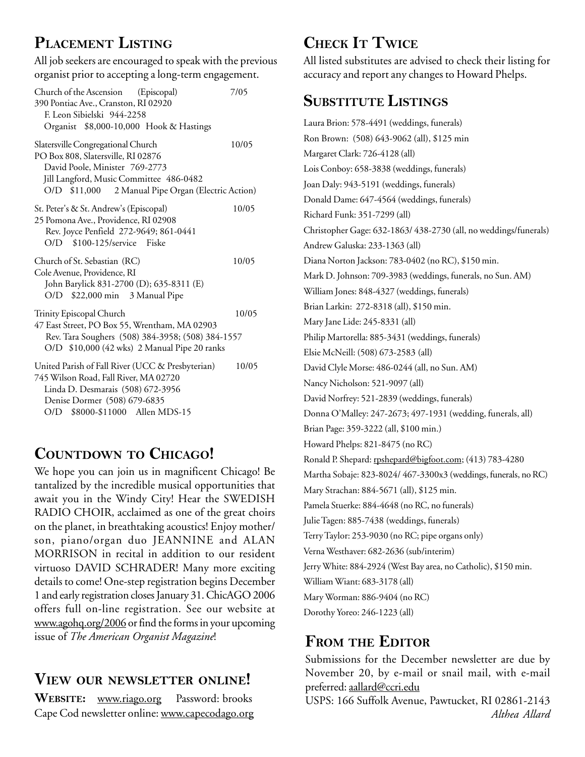## Placement Listing

All job seekers are encouraged to speak with the previous organist prior to accepting a long-term engagement.

Church of the Ascension (Episcopal) 7/05
390 Pontiac Ave., Cranston, RI 02920
F. Leon Sibielski 944-2258
Organist $8,000-10,000 Hook & Hastings

Slatersville Congregational Church 10/05
PO Box 808, Slatersville, RI 02876
David Poole, Minister 769-2773
Jill Langford, Music Committee 486-0482
O/D $11,000 2 Manual Pipe Organ (Electric Action)

St. Peter's & St. Andrew's (Episcopal) 10/05
25 Pomona Ave., Providence, RI 02908
Rev. Joyce Penfield 272-9649; 861-0441
O/D $100-125/service Fiske

Church of St. Sebastian (RC) 10/05
Cole Avenue, Providence, RI
John Barylick 831-2700 (D); 635-8311 (E)
O/D $22,000 min 3 Manual Pipe

Trinity Episcopal Church 10/05
47 East Street, PO Box 55, Wrentham, MA 02903
Rev. Tara Soughers (508) 384-3958; (508) 384-1557
O/D $10,000 (42 wks) 2 Manual Pipe 20 ranks

United Parish of Fall River (UCC & Presbyterian) 10/05
745 Wilson Road, Fall River, MA 02720
Linda D. Desmarais (508) 672-3956
Denise Dormer (508) 679-6835
O/D $8000-$11000 Allen MDS-15

## Countdown to Chicago!

We hope you can join us in magnificent Chicago! Be tantalized by the incredible musical opportunities that await you in the Windy City! Hear the SWEDISH RADIO CHOIR, acclaimed as one of the great choirs on the planet, in breathtaking acoustics! Enjoy mother/son, piano/organ duo JEANNINE and ALAN MORRISON in recital in addition to our resident virtuoso DAVID SCHRADER! Many more exciting details to come! One-step registration begins December 1 and early registration closes January 31. ChicAGO 2006 offers full on-line registration. See our website at www.agohq.org/2006 or find the forms in your upcoming issue of *The American Organist Magazine*!

## View our newsletter online!

**Website:** www.riago.org Password: brooks
Cape Cod newsletter online: www.capecodago.org

## Check It Twice

All listed substitutes are advised to check their listing for accuracy and report any changes to Howard Phelps.

## Substitute Listings

Laura Brion: 578-4491 (weddings, funerals)
Ron Brown: (508) 643-9062 (all), $125 min
Margaret Clark: 726-4128 (all)
Lois Conboy: 658-3838 (weddings, funerals)
Joan Daly: 943-5191 (weddings, funerals)
Donald Dame: 647-4564 (weddings, funerals)
Richard Funk: 351-7299 (all)
Christopher Gage: 632-1863/ 438-2730 (all, no weddings/funerals)
Andrew Galuska: 233-1363 (all)
Diana Norton Jackson: 783-0402 (no RC), $150 min.
Mark D. Johnson: 709-3983 (weddings, funerals, no Sun. AM)
William Jones: 848-4327 (weddings, funerals)
Brian Larkin: 272-8318 (all), $150 min.
Mary Jane Lide: 245-8331 (all)
Philip Martorella: 885-3431 (weddings, funerals)
Elsie McNeill: (508) 673-2583 (all)
David Clyle Morse: 486-0244 (all, no Sun. AM)
Nancy Nicholson: 521-9097 (all)
David Norfrey: 521-2839 (weddings, funerals)
Donna O'Malley: 247-2673; 497-1931 (wedding, funerals, all)
Brian Page: 359-3222 (all, $100 min.)
Howard Phelps: 821-8475 (no RC)
Ronald P. Shepard: rpshepard@bigfoot.com; (413) 783-4280
Martha Sobaje: 823-8024/ 467-3300x3 (weddings, funerals, no RC)
Mary Strachan: 884-5671 (all), $125 min.
Pamela Stuerke: 884-4648 (no RC, no funerals)
Julie Tagen: 885-7438 (weddings, funerals)
Terry Taylor: 253-9030 (no RC; pipe organs only)
Verna Westhaver: 682-2636 (sub/interim)
Jerry White: 884-2924 (West Bay area, no Catholic), $150 min.
William Wiant: 683-3178 (all)
Mary Worman: 886-9404 (no RC)
Dorothy Yoreo: 246-1223 (all)

## From the Editor

Submissions for the December newsletter are due by November 20, by e-mail or snail mail, with e-mail preferred: aallard@ccri.edu
USPS: 166 Suffolk Avenue, Pawtucket, RI 02861-2143

*Althea Allard*